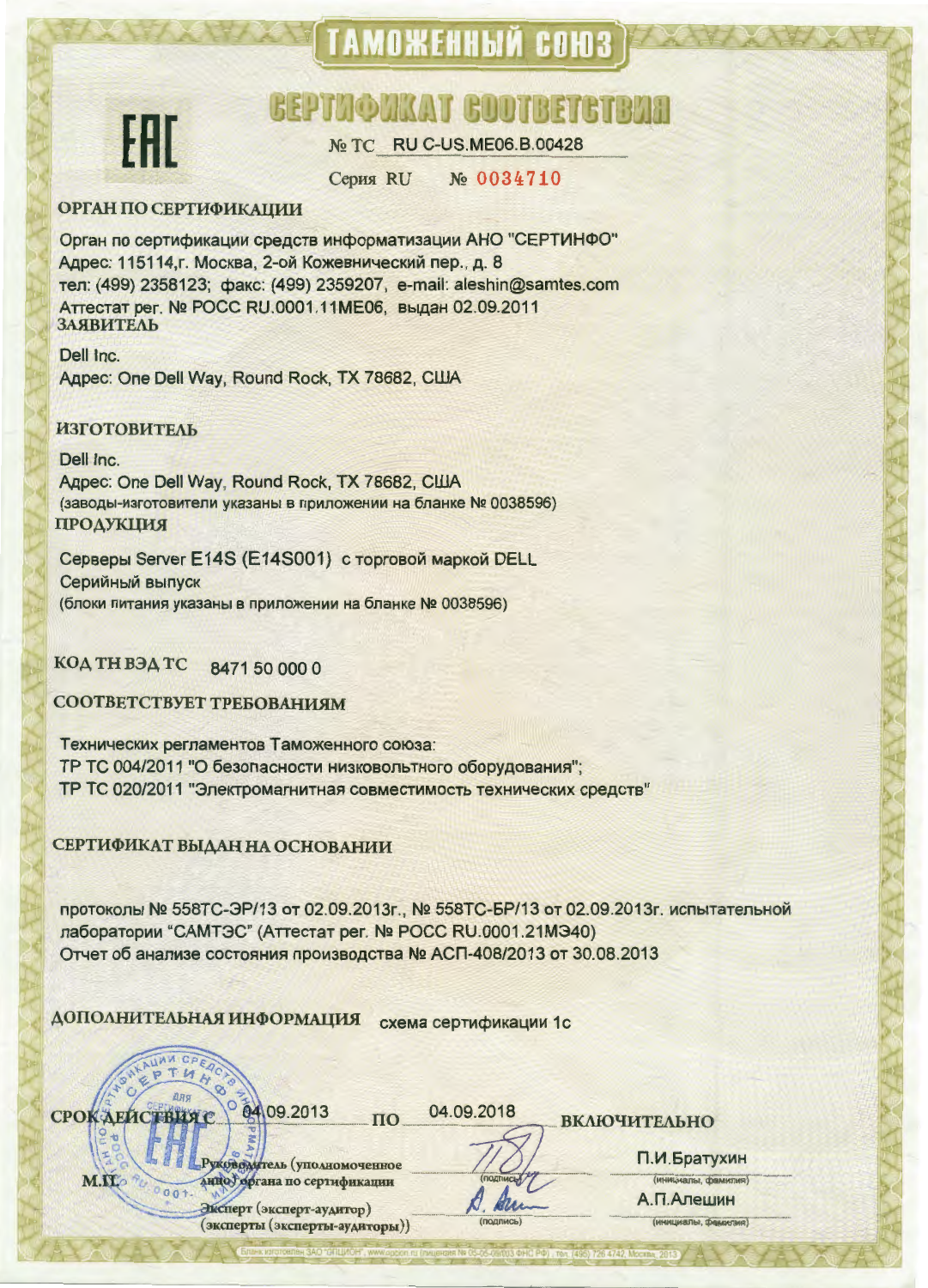# ТАМОЖЕННЫЙ СОЮЗ

## СЕРТИФИКАТ СООТВЕТСТВИЯ

ЕАС

№ ТС RU C-US.ME06.B.00428

Серия RU № 0034710

**ОРГАН ПО СЕРТИФИКАЦИИ**

Орган по сертификации средств информатизации АНО "СЕРТИНФО"
Адрес: 115114, г. Москва, 2-ой Кожевнический пер., д. 8
тел: (499) 2358123; факс: (499) 2359207, e-mail: aleshin@samtes.com
Аттестат рег. № POCC RU.0001.11ME06, выдан 02.09.2011

**ЗАЯВИТЕЛЬ**

Dell Inc.
Адрес: One Dell Way, Round Rock, TX 78682, США

**ИЗГОТОВИТЕЛЬ**

Dell Inc.
Адрес: One Dell Way, Round Rock, TX 78682, США
(заводы-изготовители указаны в приложении на бланке № 0038596)

**ПРОДУКЦИЯ**

Серверы Server E14S (E14S001) с торговой маркой DELL
Серийный выпуск
(блоки питания указаны в приложении на бланке № 0038596)

**КОД ТН ВЭД ТС** 8471 50 000 0

**СООТВЕТСТВУЕТ ТРЕБОВАНИЯМ**

Технических регламентов Таможенного союза:
ТР ТС 004/2011 "О безопасности низковольтного оборудования";
ТР ТС 020/2011 "Электромагнитная совместимость технических средств"

**СЕРТИФИКАТ ВЫДАН НА ОСНОВАНИИ**

протоколы № 558ТС-ЭР/13 от 02.09.2013г., № 558ТС-БР/13 от 02.09.2013г. испытательной лаборатории "САМТЭС" (Аттестат рег. № POCC RU.0001.21МЭ40)
Отчет об анализе состояния производства № АСП-408/2013 от 30.08.2013

**ДОПОЛНИТЕЛЬНАЯ ИНФОРМАЦИЯ** схема сертификации 1с

**СРОК ДЕЙСТВИЯ С** 04.09.2013 **ПО** 04.09.2018 **ВКЛЮЧИТЕЛЬНО**

М.П.

Руководитель (уполномоченное лицо) органа по сертификации — (подпись) — П.И.Братухин (инициалы, фамилия)

Эксперт (эксперт-аудитор) (эксперты (эксперты-аудиторы)) — (подпись) — А.П.Алешин (инициалы, фамилия)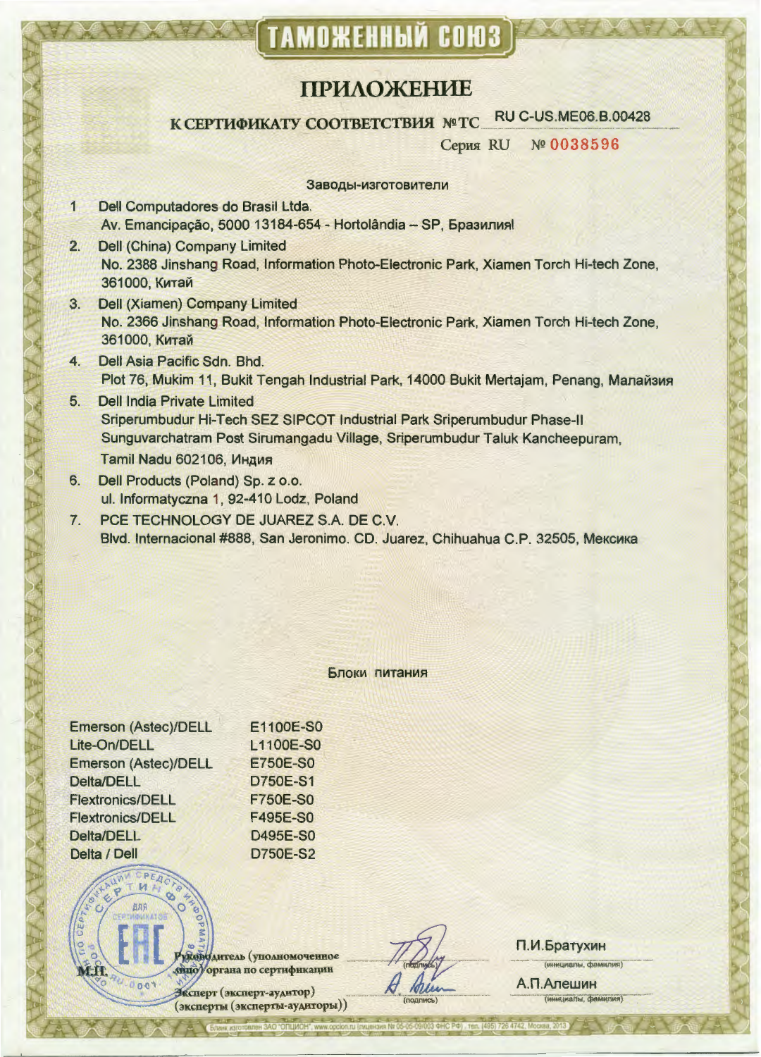ТАМОЖЕННЫЙ СОЮЗ

# ПРИЛОЖЕНИЕ

## К СЕРТИФИКАТУ СООТВЕТСТВИЯ №ТС RU C-US.ME06.B.00428

Серия RU № 0038596

Заводы-изготовители

1. Dell Computadores do Brasil Ltda.
   Av. Emancipação, 5000 13184-654 - Hortolândia – SP, Бразилия!
2. Dell (China) Company Limited
   No. 2388 Jinshang Road, Information Photo-Electronic Park, Xiamen Torch Hi-tech Zone, 361000, Китай
3. Dell (Xiamen) Company Limited
   No. 2366 Jinshang Road, Information Photo-Electronic Park, Xiamen Torch Hi-tech Zone, 361000, Китай
4. Dell Asia Pacific Sdn. Bhd.
   Plot 76, Mukim 11, Bukit Tengah Industrial Park, 14000 Bukit Mertajam, Penang, Малайзия
5. Dell India Private Limited
   Sriperumbudur Hi-Tech SEZ SIPCOT Industrial Park Sriperumbudur Phase-II Sunguvarchatram Post Sirumangadu Village, Sriperumbudur Taluk Kancheepuram, Tamil Nadu 602106, Индия
6. Dell Products (Poland) Sp. z o.o.
   ul. Informatyczna 1, 92-410 Lodz, Poland
7. PCE TECHNOLOGY DE JUAREZ S.A. DE C.V.
   Blvd. Internacional #888, San Jeronimo. CD. Juarez, Chihuahua C.P. 32505, Мексика

Блоки питания

| | |
|---|---|
| Emerson (Astec)/DELL | E1100E-S0 |
| Lite-On/DELL | L1100E-S0 |
| Emerson (Astec)/DELL | E750E-S0 |
| Delta/DELL | D750E-S1 |
| Flextronics/DELL | F750E-S0 |
| Flextronics/DELL | F495E-S0 |
| Delta/DELL | D495E-S0 |
| Delta / Dell | D750E-S2 |

М.П.

Руководитель (уполномоченное лицо) органа по сертификации (подпись) П.И.Братухин (инициалы, фамилия)

Эксперт (эксперт-аудитор) (эксперты (эксперты-аудиторы)) (подпись) А.П.Алешин (инициалы, фамилия)